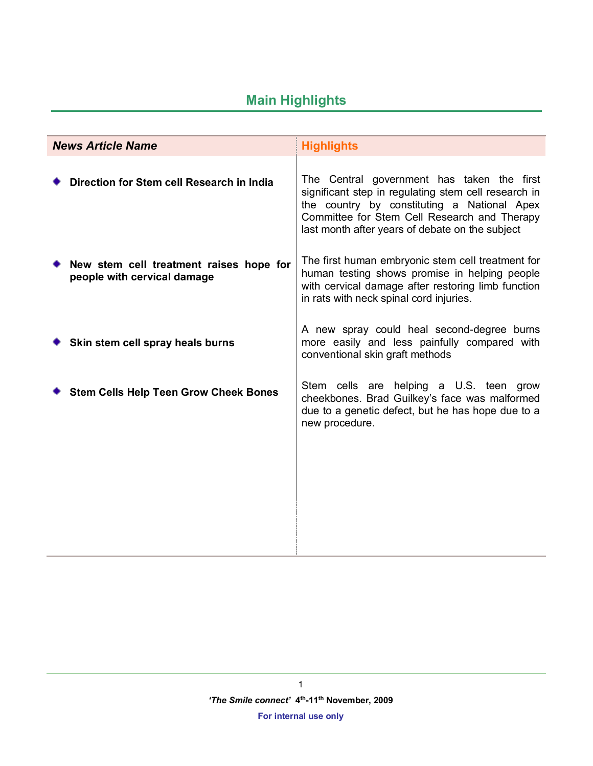## Main Highlights

| *News Article Name* | Highlights |
|---|---|
| **Direction for Stem cell Research in India** | The Central government has taken the first significant step in regulating stem cell research in the country by constituting a National Apex Committee for Stem Cell Research and Therapy last month after years of debate on the subject |
| **New stem cell treatment raises hope for people with cervical damage** | The first human embryonic stem cell treatment for human testing shows promise in helping people with cervical damage after restoring limb function in rats with neck spinal cord injuries. |
| **Skin stem cell spray heals burns** | A new spray could heal second-degree burns more easily and less painfully compared with conventional skin graft methods |
| **Stem Cells Help Teen Grow Cheek Bones** | Stem cells are helping a U.S. teen grow cheekbones. Brad Guilkey's face was malformed due to a genetic defect, but he has hope due to a new procedure. |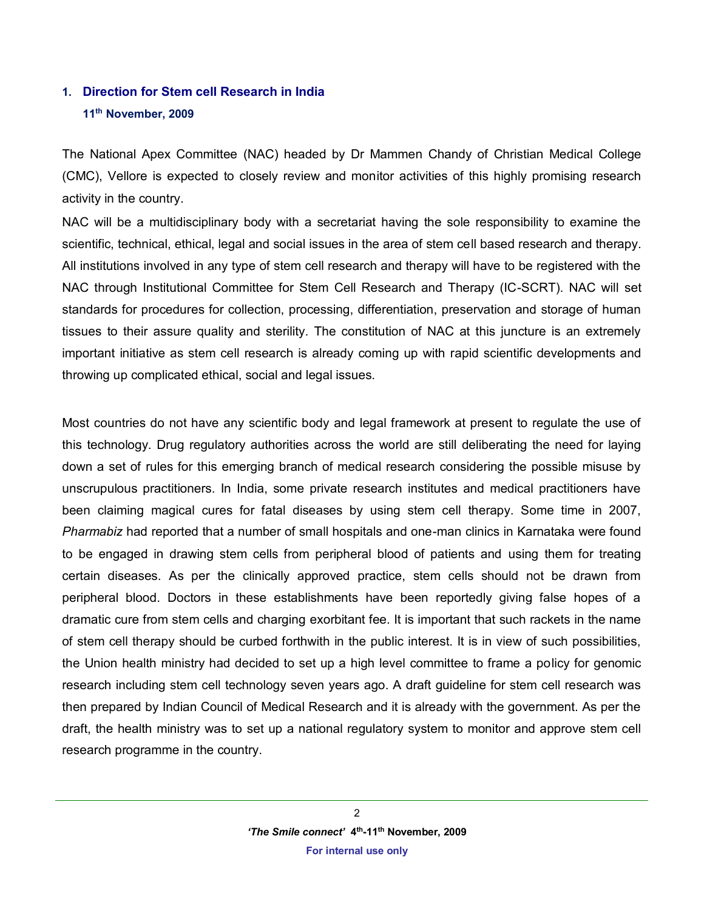## 1. Direction for Stem cell Research in India

**11th November, 2009**

The National Apex Committee (NAC) headed by Dr Mammen Chandy of Christian Medical College (CMC), Vellore is expected to closely review and monitor activities of this highly promising research activity in the country.

NAC will be a multidisciplinary body with a secretariat having the sole responsibility to examine the scientific, technical, ethical, legal and social issues in the area of stem cell based research and therapy. All institutions involved in any type of stem cell research and therapy will have to be registered with the NAC through Institutional Committee for Stem Cell Research and Therapy (IC-SCRT). NAC will set standards for procedures for collection, processing, differentiation, preservation and storage of human tissues to their assure quality and sterility. The constitution of NAC at this juncture is an extremely important initiative as stem cell research is already coming up with rapid scientific developments and throwing up complicated ethical, social and legal issues.

Most countries do not have any scientific body and legal framework at present to regulate the use of this technology. Drug regulatory authorities across the world are still deliberating the need for laying down a set of rules for this emerging branch of medical research considering the possible misuse by unscrupulous practitioners. In India, some private research institutes and medical practitioners have been claiming magical cures for fatal diseases by using stem cell therapy. Some time in 2007, *Pharmabiz* had reported that a number of small hospitals and one-man clinics in Karnataka were found to be engaged in drawing stem cells from peripheral blood of patients and using them for treating certain diseases. As per the clinically approved practice, stem cells should not be drawn from peripheral blood. Doctors in these establishments have been reportedly giving false hopes of a dramatic cure from stem cells and charging exorbitant fee. It is important that such rackets in the name of stem cell therapy should be curbed forthwith in the public interest. It is in view of such possibilities, the Union health ministry had decided to set up a high level committee to frame a policy for genomic research including stem cell technology seven years ago. A draft guideline for stem cell research was then prepared by Indian Council of Medical Research and it is already with the government. As per the draft, the health ministry was to set up a national regulatory system to monitor and approve stem cell research programme in the country.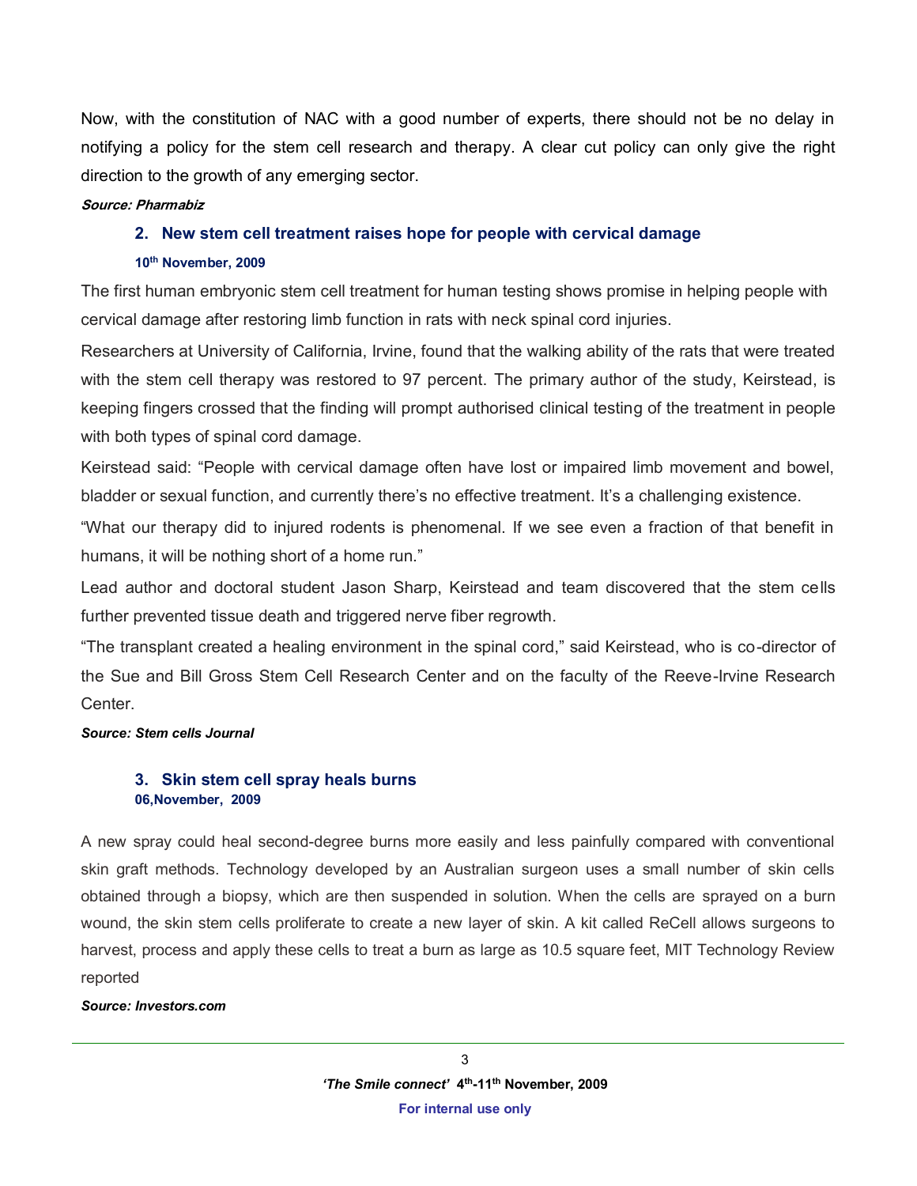Now, with the constitution of NAC with a good number of experts, there should not be no delay in notifying a policy for the stem cell research and therapy. A clear cut policy can only give the right direction to the growth of any emerging sector.

***Source: Pharmabiz***

### 2. New stem cell treatment raises hope for people with cervical damage

**10th November, 2009**

The first human embryonic stem cell treatment for human testing shows promise in helping people with cervical damage after restoring limb function in rats with neck spinal cord injuries.

Researchers at University of California, Irvine, found that the walking ability of the rats that were treated with the stem cell therapy was restored to 97 percent. The primary author of the study, Keirstead, is keeping fingers crossed that the finding will prompt authorised clinical testing of the treatment in people with both types of spinal cord damage.

Keirstead said: “People with cervical damage often have lost or impaired limb movement and bowel, bladder or sexual function, and currently there’s no effective treatment. It’s a challenging existence.

“What our therapy did to injured rodents is phenomenal. If we see even a fraction of that benefit in humans, it will be nothing short of a home run.”

Lead author and doctoral student Jason Sharp, Keirstead and team discovered that the stem cells further prevented tissue death and triggered nerve fiber regrowth.

“The transplant created a healing environment in the spinal cord,” said Keirstead, who is co-director of the Sue and Bill Gross Stem Cell Research Center and on the faculty of the Reeve-Irvine Research Center.

***Source: Stem cells Journal***

### 3. Skin stem cell spray heals burns

**06,November, 2009**

A new spray could heal second-degree burns more easily and less painfully compared with conventional skin graft methods. Technology developed by an Australian surgeon uses a small number of skin cells obtained through a biopsy, which are then suspended in solution. When the cells are sprayed on a burn wound, the skin stem cells proliferate to create a new layer of skin. A kit called ReCell allows surgeons to harvest, process and apply these cells to treat a burn as large as 10.5 square feet, MIT Technology Review reported

***Source: Investors.com***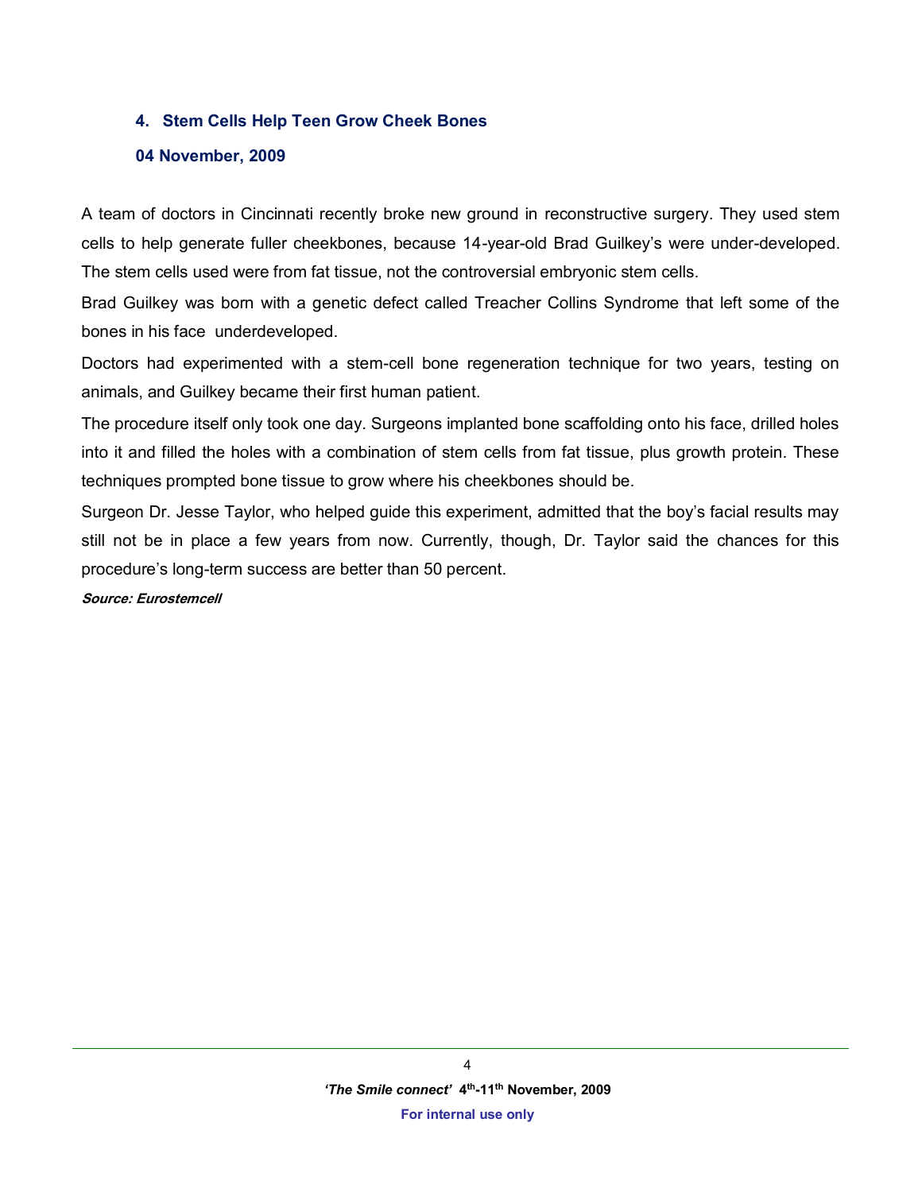### 4. Stem Cells Help Teen Grow Cheek Bones

### 04 November, 2009

A team of doctors in Cincinnati recently broke new ground in reconstructive surgery. They used stem cells to help generate fuller cheekbones, because 14-year-old Brad Guilkey's were under-developed. The stem cells used were from fat tissue, not the controversial embryonic stem cells.

Brad Guilkey was born with a genetic defect called Treacher Collins Syndrome that left some of the bones in his face underdeveloped.

Doctors had experimented with a stem-cell bone regeneration technique for two years, testing on animals, and Guilkey became their first human patient.

The procedure itself only took one day. Surgeons implanted bone scaffolding onto his face, drilled holes into it and filled the holes with a combination of stem cells from fat tissue, plus growth protein. These techniques prompted bone tissue to grow where his cheekbones should be.

Surgeon Dr. Jesse Taylor, who helped guide this experiment, admitted that the boy's facial results may still not be in place a few years from now. Currently, though, Dr. Taylor said the chances for this procedure's long-term success are better than 50 percent.

***Source: Eurostemcell***